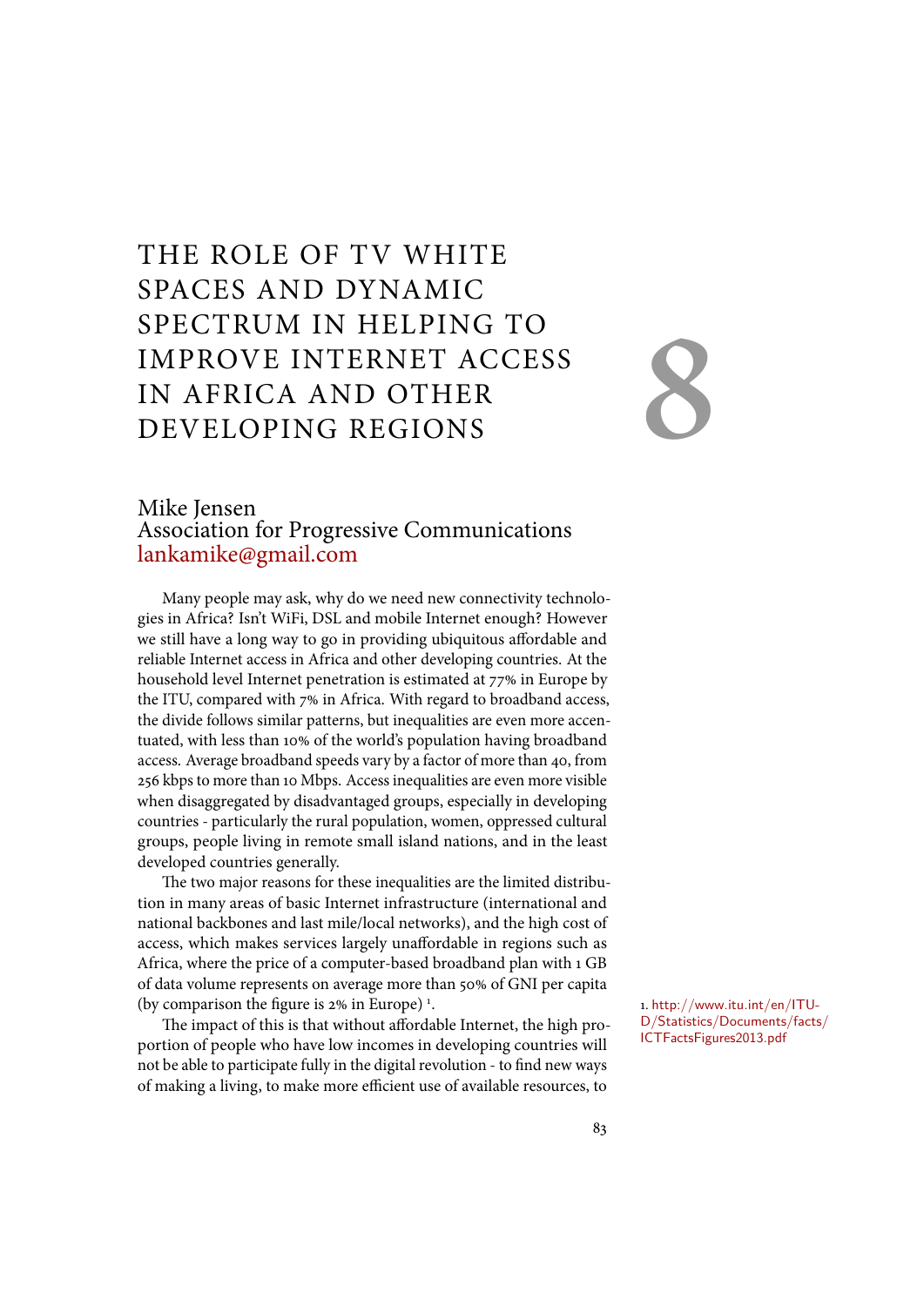# THE ROLE OF TV WHITE SPACES AND DYNAMIC SPECTRUM IN HELPING TO IMPROVE INTERNET ACCESS IN AFRICA AND OTHER DEVELOPING REGIONS

8

Mike Jensen
Association for Progressive Communications
lankamike@gmail.com

Many people may ask, why do we need new connectivity technologies in Africa? Isn't WiFi, DSL and mobile Internet enough? However we still have a long way to go in providing ubiquitous affordable and reliable Internet access in Africa and other developing countries. At the household level Internet penetration is estimated at 77% in Europe by the ITU, compared with 7% in Africa. With regard to broadband access, the divide follows similar patterns, but inequalities are even more accentuated, with less than 10% of the world's population having broadband access. Average broadband speeds vary by a factor of more than 40, from 256 kbps to more than 10 Mbps. Access inequalities are even more visible when disaggregated by disadvantaged groups, especially in developing countries - particularly the rural population, women, oppressed cultural groups, people living in remote small island nations, and in the least developed countries generally.

The two major reasons for these inequalities are the limited distribution in many areas of basic Internet infrastructure (international and national backbones and last mile/local networks), and the high cost of access, which makes services largely unaffordable in regions such as Africa, where the price of a computer-based broadband plan with 1 GB of data volume represents on average more than 50% of GNI per capita (by comparison the figure is 2% in Europe) [1].

The impact of this is that without affordable Internet, the high proportion of people who have low incomes in developing countries will not be able to participate fully in the digital revolution - to find new ways of making a living, to make more efficient use of available resources, to

1. http://www.itu.int/en/ITU-D/Statistics/Documents/facts/ICTFactsFigures2013.pdf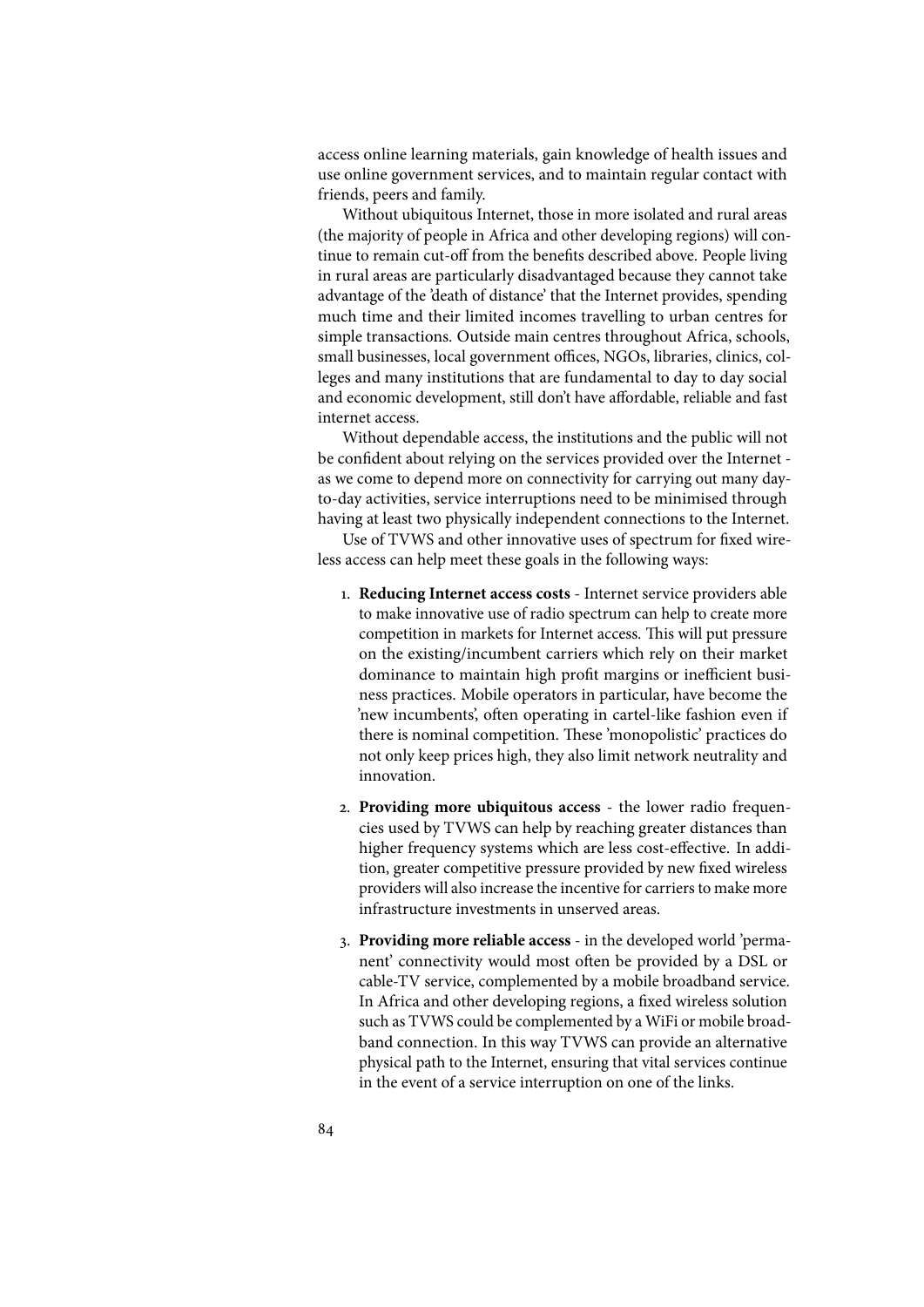access online learning materials, gain knowledge of health issues and use online government services, and to maintain regular contact with friends, peers and family.

Without ubiquitous Internet, those in more isolated and rural areas (the majority of people in Africa and other developing regions) will continue to remain cut-off from the benefits described above. People living in rural areas are particularly disadvantaged because they cannot take advantage of the 'death of distance' that the Internet provides, spending much time and their limited incomes travelling to urban centres for simple transactions. Outside main centres throughout Africa, schools, small businesses, local government offices, NGOs, libraries, clinics, colleges and many institutions that are fundamental to day to day social and economic development, still don't have affordable, reliable and fast internet access.

Without dependable access, the institutions and the public will not be confident about relying on the services provided over the Internet - as we come to depend more on connectivity for carrying out many day-to-day activities, service interruptions need to be minimised through having at least two physically independent connections to the Internet.

Use of TVWS and other innovative uses of spectrum for fixed wireless access can help meet these goals in the following ways:

1. **Reducing Internet access costs** - Internet service providers able to make innovative use of radio spectrum can help to create more competition in markets for Internet access. This will put pressure on the existing/incumbent carriers which rely on their market dominance to maintain high profit margins or inefficient business practices. Mobile operators in particular, have become the 'new incumbents', often operating in cartel-like fashion even if there is nominal competition. These 'monopolistic' practices do not only keep prices high, they also limit network neutrality and innovation.

2. **Providing more ubiquitous access** - the lower radio frequencies used by TVWS can help by reaching greater distances than higher frequency systems which are less cost-effective. In addition, greater competitive pressure provided by new fixed wireless providers will also increase the incentive for carriers to make more infrastructure investments in unserved areas.

3. **Providing more reliable access** - in the developed world 'permanent' connectivity would most often be provided by a DSL or cable-TV service, complemented by a mobile broadband service. In Africa and other developing regions, a fixed wireless solution such as TVWS could be complemented by a WiFi or mobile broadband connection. In this way TVWS can provide an alternative physical path to the Internet, ensuring that vital services continue in the event of a service interruption on one of the links.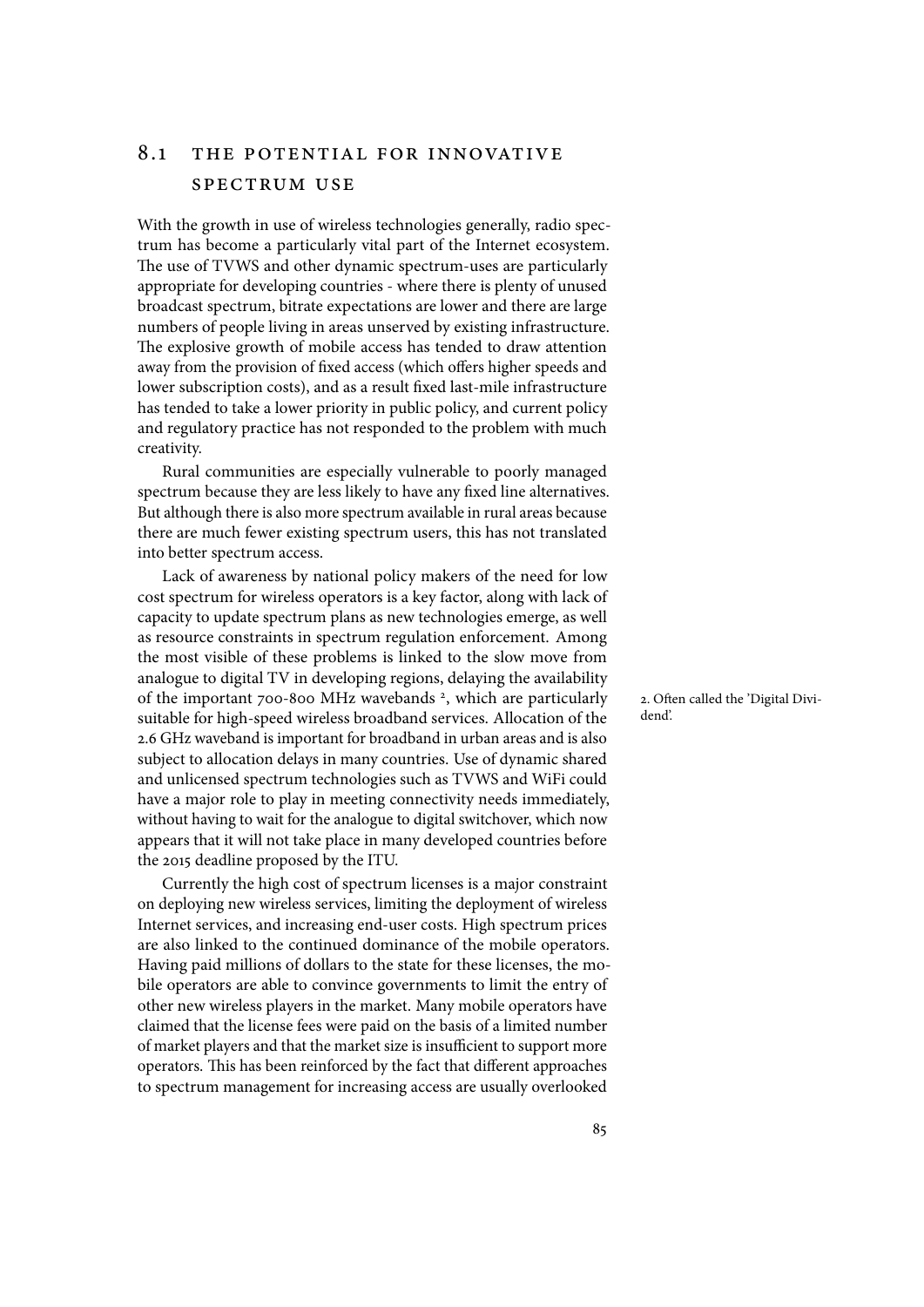## 8.1 THE POTENTIAL FOR INNOVATIVE SPECTRUM USE

With the growth in use of wireless technologies generally, radio spectrum has become a particularly vital part of the Internet ecosystem. The use of TVWS and other dynamic spectrum-uses are particularly appropriate for developing countries - where there is plenty of unused broadcast spectrum, bitrate expectations are lower and there are large numbers of people living in areas unserved by existing infrastructure. The explosive growth of mobile access has tended to draw attention away from the provision of fixed access (which offers higher speeds and lower subscription costs), and as a result fixed last-mile infrastructure has tended to take a lower priority in public policy, and current policy and regulatory practice has not responded to the problem with much creativity.

Rural communities are especially vulnerable to poorly managed spectrum because they are less likely to have any fixed line alternatives. But although there is also more spectrum available in rural areas because there are much fewer existing spectrum users, this has not translated into better spectrum access.

Lack of awareness by national policy makers of the need for low cost spectrum for wireless operators is a key factor, along with lack of capacity to update spectrum plans as new technologies emerge, as well as resource constraints in spectrum regulation enforcement. Among the most visible of these problems is linked to the slow move from analogue to digital TV in developing regions, delaying the availability of the important 700-800 MHz wavebands [2], which are particularly suitable for high-speed wireless broadband services. Allocation of the 2.6 GHz waveband is important for broadband in urban areas and is also subject to allocation delays in many countries. Use of dynamic shared and unlicensed spectrum technologies such as TVWS and WiFi could have a major role to play in meeting connectivity needs immediately, without having to wait for the analogue to digital switchover, which now appears that it will not take place in many developed countries before the 2015 deadline proposed by the ITU.

2. Often called the 'Digital Dividend'.

Currently the high cost of spectrum licenses is a major constraint on deploying new wireless services, limiting the deployment of wireless Internet services, and increasing end-user costs. High spectrum prices are also linked to the continued dominance of the mobile operators. Having paid millions of dollars to the state for these licenses, the mobile operators are able to convince governments to limit the entry of other new wireless players in the market. Many mobile operators have claimed that the license fees were paid on the basis of a limited number of market players and that the market size is insufficient to support more operators. This has been reinforced by the fact that different approaches to spectrum management for increasing access are usually overlooked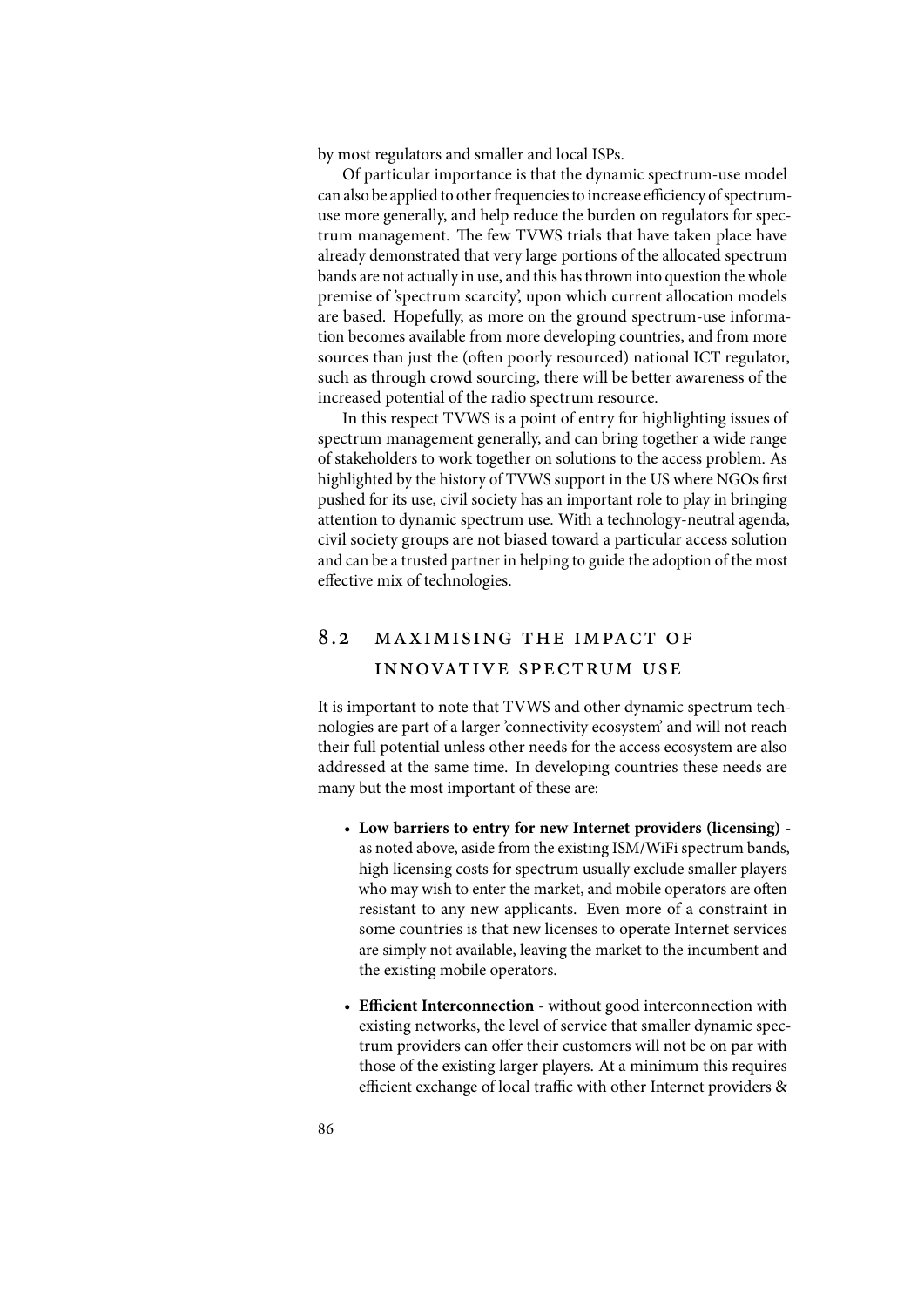by most regulators and smaller and local ISPs.

Of particular importance is that the dynamic spectrum-use model can also be applied to other frequencies to increase efficiency of spectrum-use more generally, and help reduce the burden on regulators for spectrum management. The few TVWS trials that have taken place have already demonstrated that very large portions of the allocated spectrum bands are not actually in use, and this has thrown into question the whole premise of 'spectrum scarcity', upon which current allocation models are based. Hopefully, as more on the ground spectrum-use information becomes available from more developing countries, and from more sources than just the (often poorly resourced) national ICT regulator, such as through crowd sourcing, there will be better awareness of the increased potential of the radio spectrum resource.

In this respect TVWS is a point of entry for highlighting issues of spectrum management generally, and can bring together a wide range of stakeholders to work together on solutions to the access problem. As highlighted by the history of TVWS support in the US where NGOs first pushed for its use, civil society has an important role to play in bringing attention to dynamic spectrum use. With a technology-neutral agenda, civil society groups are not biased toward a particular access solution and can be a trusted partner in helping to guide the adoption of the most effective mix of technologies.

## 8.2 Maximising the impact of innovative spectrum use

It is important to note that TVWS and other dynamic spectrum technologies are part of a larger 'connectivity ecosystem' and will not reach their full potential unless other needs for the access ecosystem are also addressed at the same time. In developing countries these needs are many but the most important of these are:

- **Low barriers to entry for new Internet providers (licensing)** - as noted above, aside from the existing ISM/WiFi spectrum bands, high licensing costs for spectrum usually exclude smaller players who may wish to enter the market, and mobile operators are often resistant to any new applicants. Even more of a constraint in some countries is that new licenses to operate Internet services are simply not available, leaving the market to the incumbent and the existing mobile operators.
- **Efficient Interconnection** - without good interconnection with existing networks, the level of service that smaller dynamic spectrum providers can offer their customers will not be on par with those of the existing larger players. At a minimum this requires efficient exchange of local traffic with other Internet providers &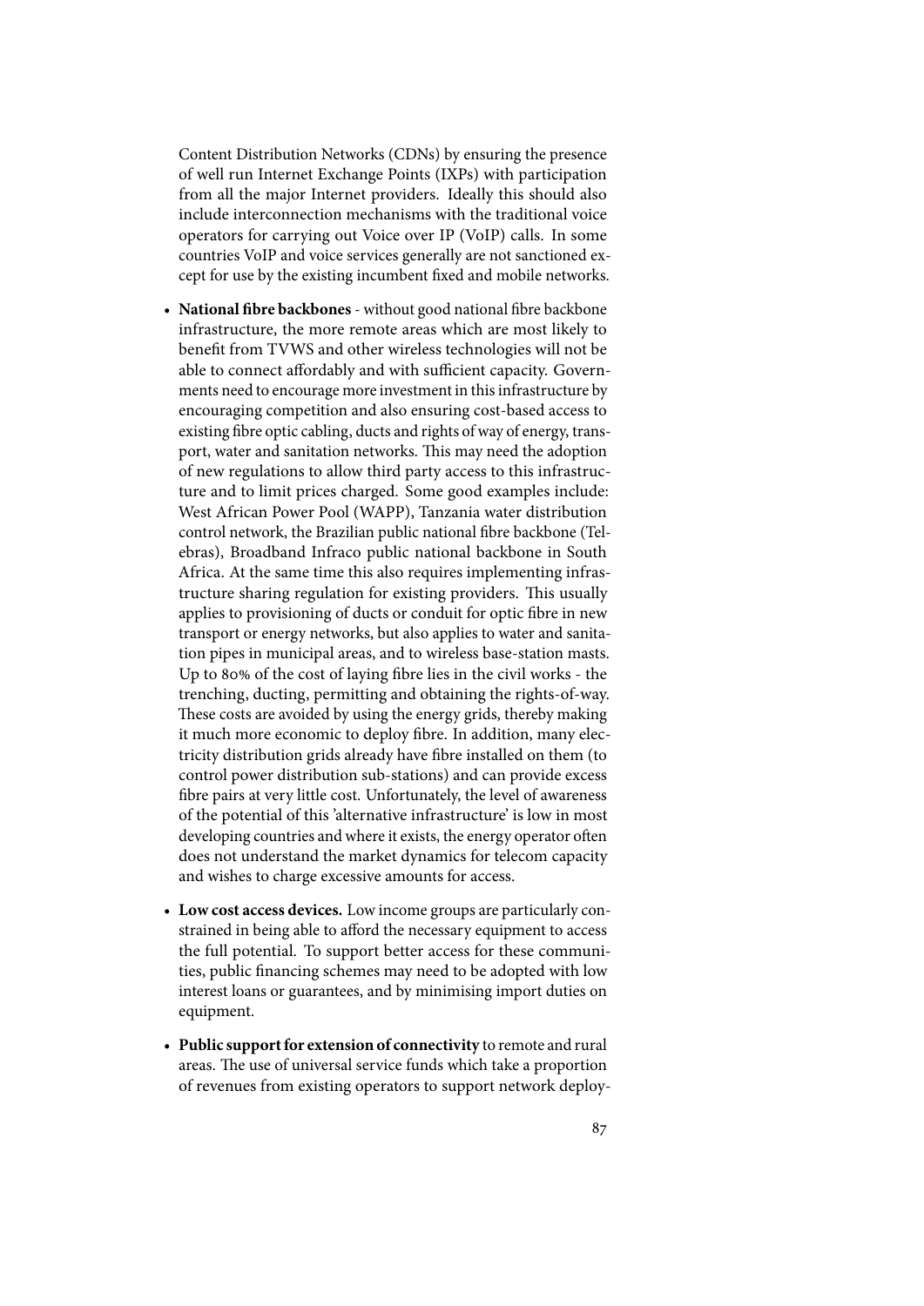Content Distribution Networks (CDNs) by ensuring the presence of well run Internet Exchange Points (IXPs) with participation from all the major Internet providers. Ideally this should also include interconnection mechanisms with the traditional voice operators for carrying out Voice over IP (VoIP) calls. In some countries VoIP and voice services generally are not sanctioned except for use by the existing incumbent fixed and mobile networks.

- **National fibre backbones** - without good national fibre backbone infrastructure, the more remote areas which are most likely to benefit from TVWS and other wireless technologies will not be able to connect affordably and with sufficient capacity. Governments need to encourage more investment in this infrastructure by encouraging competition and also ensuring cost-based access to existing fibre optic cabling, ducts and rights of way of energy, transport, water and sanitation networks. This may need the adoption of new regulations to allow third party access to this infrastructure and to limit prices charged. Some good examples include: West African Power Pool (WAPP), Tanzania water distribution control network, the Brazilian public national fibre backbone (Telebras), Broadband Infraco public national backbone in South Africa. At the same time this also requires implementing infrastructure sharing regulation for existing providers. This usually applies to provisioning of ducts or conduit for optic fibre in new transport or energy networks, but also applies to water and sanitation pipes in municipal areas, and to wireless base-station masts. Up to 80% of the cost of laying fibre lies in the civil works - the trenching, ducting, permitting and obtaining the rights-of-way. These costs are avoided by using the energy grids, thereby making it much more economic to deploy fibre. In addition, many electricity distribution grids already have fibre installed on them (to control power distribution sub-stations) and can provide excess fibre pairs at very little cost. Unfortunately, the level of awareness of the potential of this 'alternative infrastructure' is low in most developing countries and where it exists, the energy operator often does not understand the market dynamics for telecom capacity and wishes to charge excessive amounts for access.

- **Low cost access devices.** Low income groups are particularly constrained in being able to afford the necessary equipment to access the full potential. To support better access for these communities, public financing schemes may need to be adopted with low interest loans or guarantees, and by minimising import duties on equipment.

- **Public support for extension of connectivity** to remote and rural areas. The use of universal service funds which take a proportion of revenues from existing operators to support network deploy-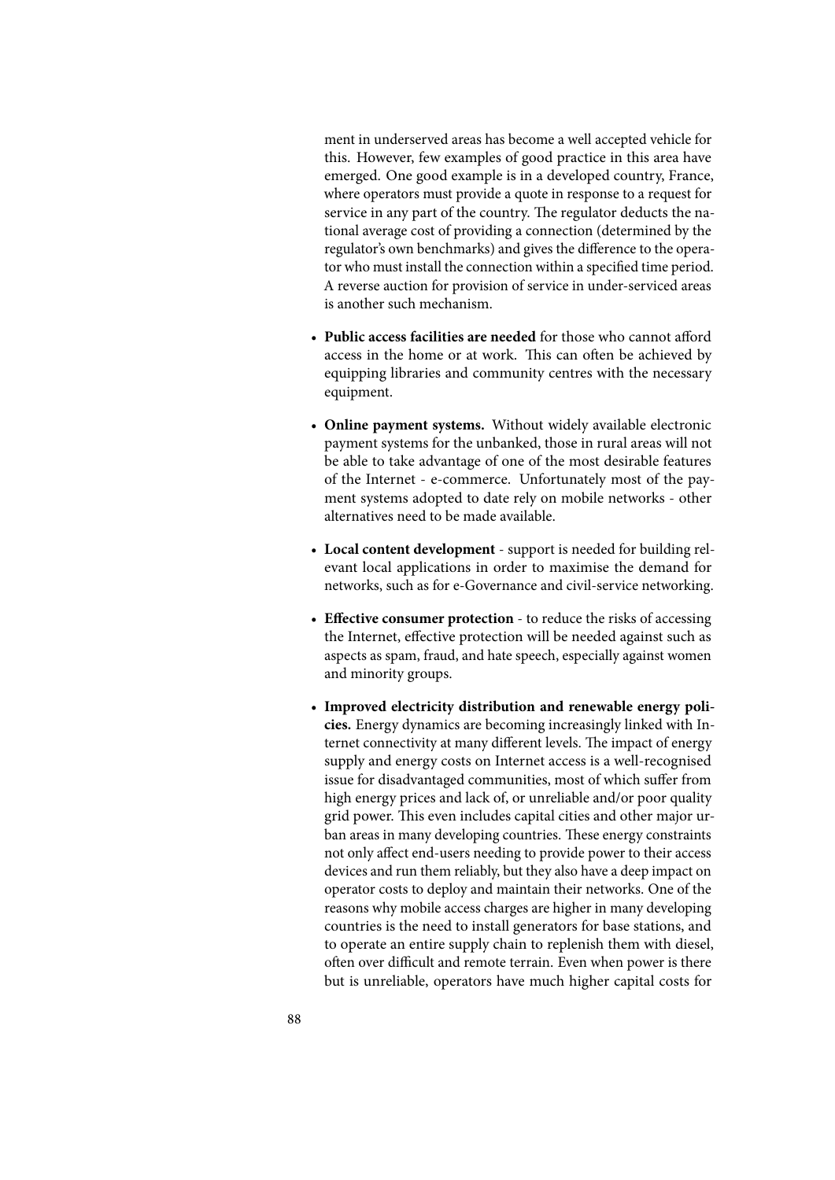ment in underserved areas has become a well accepted vehicle for this. However, few examples of good practice in this area have emerged. One good example is in a developed country, France, where operators must provide a quote in response to a request for service in any part of the country. The regulator deducts the national average cost of providing a connection (determined by the regulator's own benchmarks) and gives the difference to the operator who must install the connection within a specified time period. A reverse auction for provision of service in under-serviced areas is another such mechanism.

- **Public access facilities are needed** for those who cannot afford access in the home or at work. This can often be achieved by equipping libraries and community centres with the necessary equipment.

- **Online payment systems.** Without widely available electronic payment systems for the unbanked, those in rural areas will not be able to take advantage of one of the most desirable features of the Internet - e-commerce. Unfortunately most of the payment systems adopted to date rely on mobile networks - other alternatives need to be made available.

- **Local content development** - support is needed for building relevant local applications in order to maximise the demand for networks, such as for e-Governance and civil-service networking.

- **Effective consumer protection** - to reduce the risks of accessing the Internet, effective protection will be needed against such as aspects as spam, fraud, and hate speech, especially against women and minority groups.

- **Improved electricity distribution and renewable energy policies.** Energy dynamics are becoming increasingly linked with Internet connectivity at many different levels. The impact of energy supply and energy costs on Internet access is a well-recognised issue for disadvantaged communities, most of which suffer from high energy prices and lack of, or unreliable and/or poor quality grid power. This even includes capital cities and other major urban areas in many developing countries. These energy constraints not only affect end-users needing to provide power to their access devices and run them reliably, but they also have a deep impact on operator costs to deploy and maintain their networks. One of the reasons why mobile access charges are higher in many developing countries is the need to install generators for base stations, and to operate an entire supply chain to replenish them with diesel, often over difficult and remote terrain. Even when power is there but is unreliable, operators have much higher capital costs for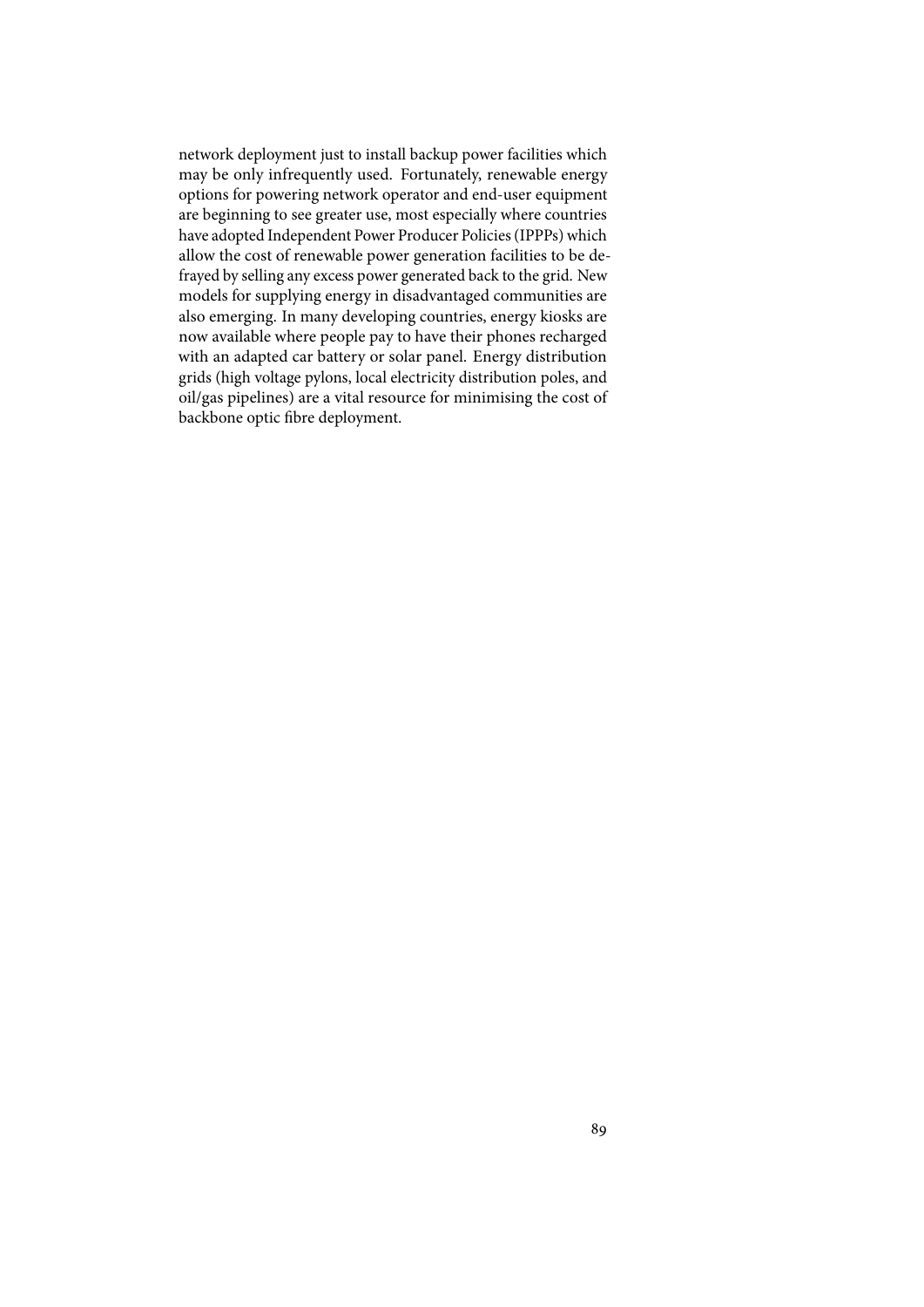network deployment just to install backup power facilities which may be only infrequently used. Fortunately, renewable energy options for powering network operator and end-user equipment are beginning to see greater use, most especially where countries have adopted Independent Power Producer Policies (IPPPs) which allow the cost of renewable power generation facilities to be defrayed by selling any excess power generated back to the grid. New models for supplying energy in disadvantaged communities are also emerging. In many developing countries, energy kiosks are now available where people pay to have their phones recharged with an adapted car battery or solar panel. Energy distribution grids (high voltage pylons, local electricity distribution poles, and oil/gas pipelines) are a vital resource for minimising the cost of backbone optic fibre deployment.